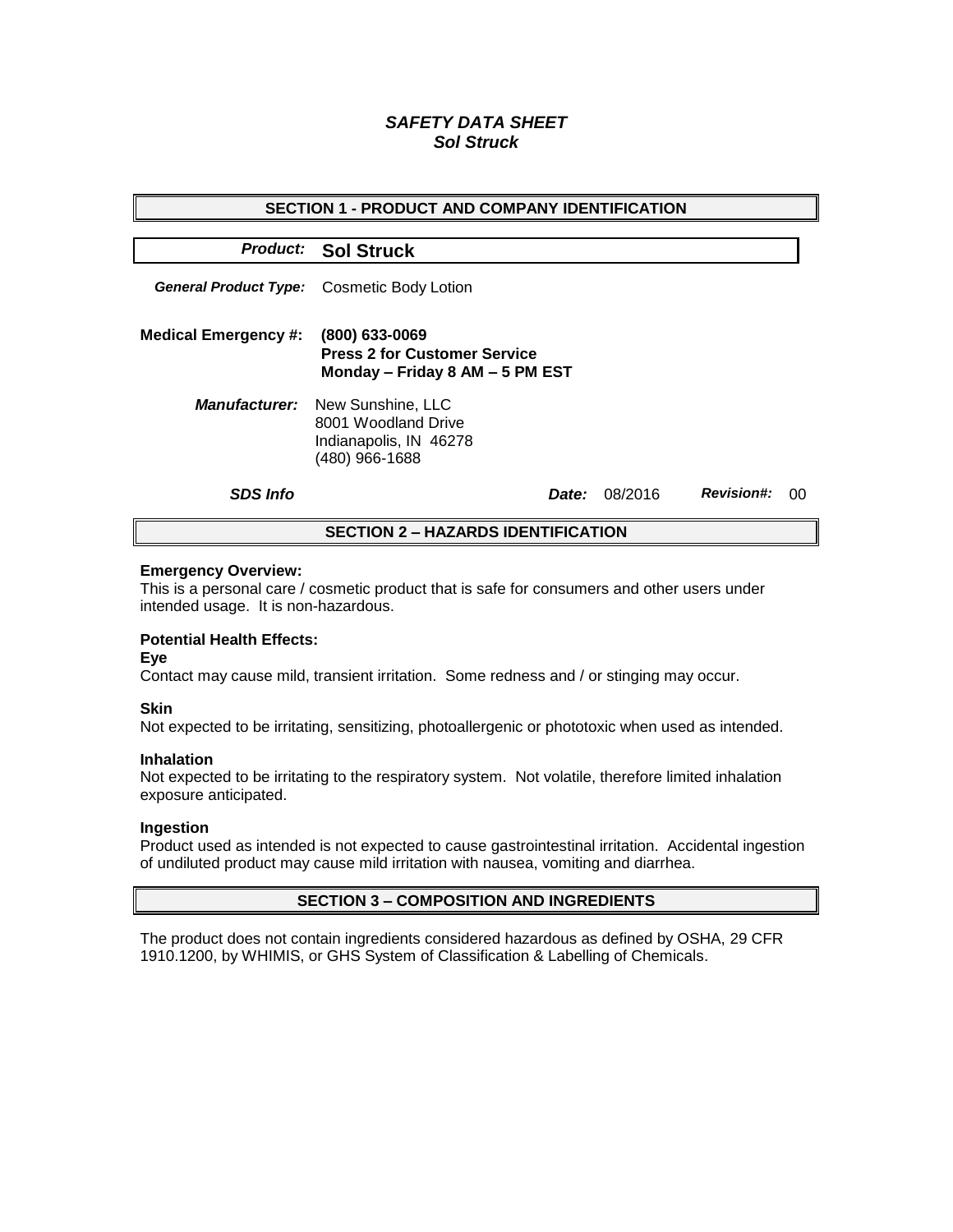# *SAFETY DATA SHEET*
# *Sol Struck*

## SECTION 1 - PRODUCT AND COMPANY IDENTIFICATION

| | |
|---|---|
| ***Product:*** | **Sol Struck** |
| ***General Product Type:*** | Cosmetic Body Lotion |
| **Medical Emergency #:** | **(800) 633-0069**<br>**Press 2 for Customer Service**<br>**Monday – Friday 8 AM – 5 PM EST** |
| ***Manufacturer:*** | New Sunshine, LLC<br>8001 Woodland Drive<br>Indianapolis, IN 46278<br>(480) 966-1688 |

***SDS Info*** ***Date:*** 08/2016 ***Revision#:*** 00

## SECTION 2 – HAZARDS IDENTIFICATION

**Emergency Overview:**
This is a personal care / cosmetic product that is safe for consumers and other users under intended usage. It is non-hazardous.

**Potential Health Effects:**

**Eye**
Contact may cause mild, transient irritation. Some redness and / or stinging may occur.

**Skin**
Not expected to be irritating, sensitizing, photoallergenic or phototoxic when used as intended.

**Inhalation**
Not expected to be irritating to the respiratory system. Not volatile, therefore limited inhalation exposure anticipated.

**Ingestion**
Product used as intended is not expected to cause gastrointestinal irritation. Accidental ingestion of undiluted product may cause mild irritation with nausea, vomiting and diarrhea.

## SECTION 3 – COMPOSITION AND INGREDIENTS

The product does not contain ingredients considered hazardous as defined by OSHA, 29 CFR 1910.1200, by WHIMIS, or GHS System of Classification & Labelling of Chemicals.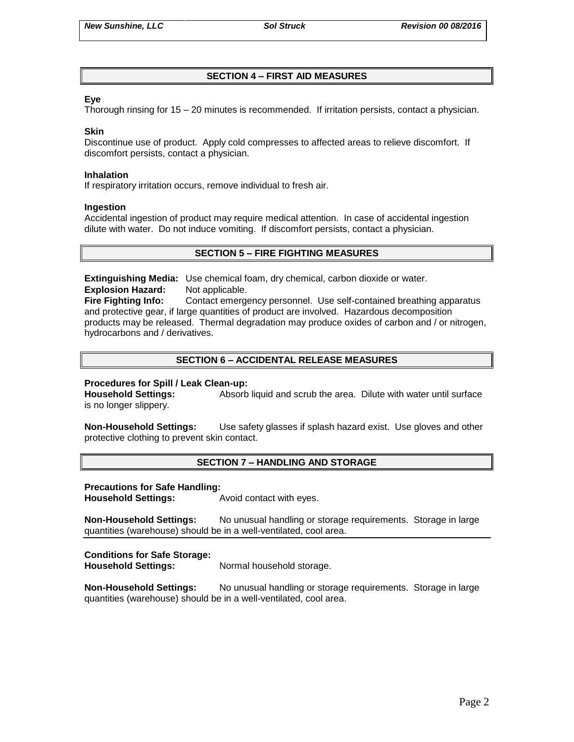## SECTION 4 – FIRST AID MEASURES

**Eye**
Thorough rinsing for 15 – 20 minutes is recommended. If irritation persists, contact a physician.

**Skin**
Discontinue use of product. Apply cold compresses to affected areas to relieve discomfort. If discomfort persists, contact a physician.

**Inhalation**
If respiratory irritation occurs, remove individual to fresh air.

**Ingestion**
Accidental ingestion of product may require medical attention. In case of accidental ingestion dilute with water. Do not induce vomiting. If discomfort persists, contact a physician.

## SECTION 5 – FIRE FIGHTING MEASURES

**Extinguishing Media:** Use chemical foam, dry chemical, carbon dioxide or water.
**Explosion Hazard:** Not applicable.
**Fire Fighting Info:** Contact emergency personnel. Use self-contained breathing apparatus and protective gear, if large quantities of product are involved. Hazardous decomposition products may be released. Thermal degradation may produce oxides of carbon and / or nitrogen, hydrocarbons and / derivatives.

## SECTION 6 – ACCIDENTAL RELEASE MEASURES

**Procedures for Spill / Leak Clean-up:**
**Household Settings:** Absorb liquid and scrub the area. Dilute with water until surface is no longer slippery.

**Non-Household Settings:** Use safety glasses if splash hazard exist. Use gloves and other protective clothing to prevent skin contact.

## SECTION 7 – HANDLING AND STORAGE

**Precautions for Safe Handling:**
**Household Settings:** Avoid contact with eyes.

**Non-Household Settings:** No unusual handling or storage requirements. Storage in large quantities (warehouse) should be in a well-ventilated, cool area.

**Conditions for Safe Storage:**
**Household Settings:** Normal household storage.

**Non-Household Settings:** No unusual handling or storage requirements. Storage in large quantities (warehouse) should be in a well-ventilated, cool area.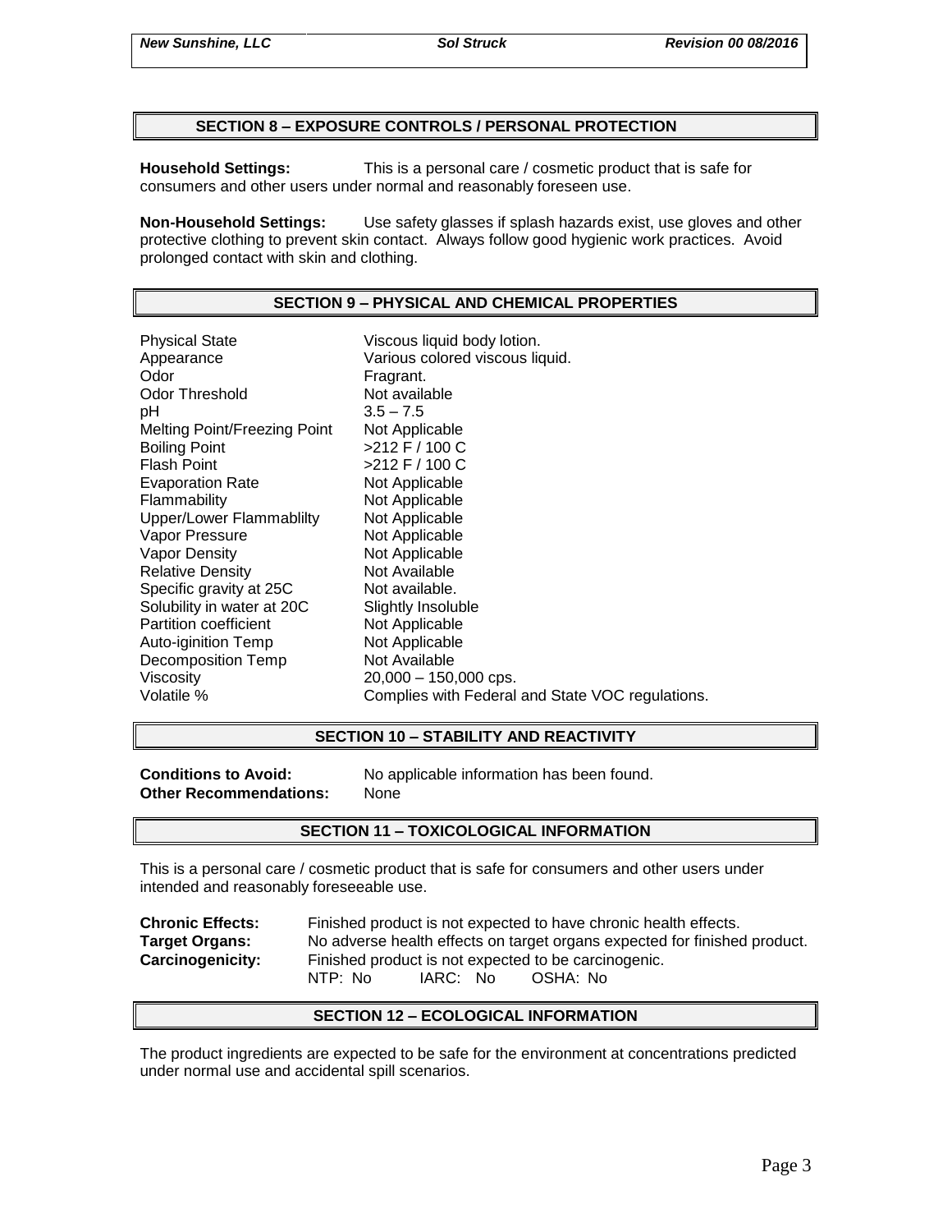## SECTION 8 – EXPOSURE CONTROLS / PERSONAL PROTECTION

**Household Settings:** This is a personal care / cosmetic product that is safe for consumers and other users under normal and reasonably foreseen use.

**Non-Household Settings:** Use safety glasses if splash hazards exist, use gloves and other protective clothing to prevent skin contact. Always follow good hygienic work practices. Avoid prolonged contact with skin and clothing.

## SECTION 9 – PHYSICAL AND CHEMICAL PROPERTIES

| | |
|---|---|
| Physical State | Viscous liquid body lotion. |
| Appearance | Various colored viscous liquid. |
| Odor | Fragrant. |
| Odor Threshold | Not available |
| pH | 3.5 – 7.5 |
| Melting Point/Freezing Point | Not Applicable |
| Boiling Point | >212 F / 100 C |
| Flash Point | >212 F / 100 C |
| Evaporation Rate | Not Applicable |
| Flammability | Not Applicable |
| Upper/Lower Flammablilty | Not Applicable |
| Vapor Pressure | Not Applicable |
| Vapor Density | Not Applicable |
| Relative Density | Not Available |
| Specific gravity at 25C | Not available. |
| Solubility in water at 20C | Slightly Insoluble |
| Partition coefficient | Not Applicable |
| Auto-iginition Temp | Not Applicable |
| Decomposition Temp | Not Available |
| Viscosity | 20,000 – 150,000 cps. |
| Volatile % | Complies with Federal and State VOC regulations. |

## SECTION 10 – STABILITY AND REACTIVITY

**Conditions to Avoid:** No applicable information has been found.
**Other Recommendations:** None

## SECTION 11 – TOXICOLOGICAL INFORMATION

This is a personal care / cosmetic product that is safe for consumers and other users under intended and reasonably foreseeable use.

**Chronic Effects:** Finished product is not expected to have chronic health effects.
**Target Organs:** No adverse health effects on target organs expected for finished product.
**Carcinogenicity:** Finished product is not expected to be carcinogenic.
NTP: No IARC: No OSHA: No

## SECTION 12 – ECOLOGICAL INFORMATION

The product ingredients are expected to be safe for the environment at concentrations predicted under normal use and accidental spill scenarios.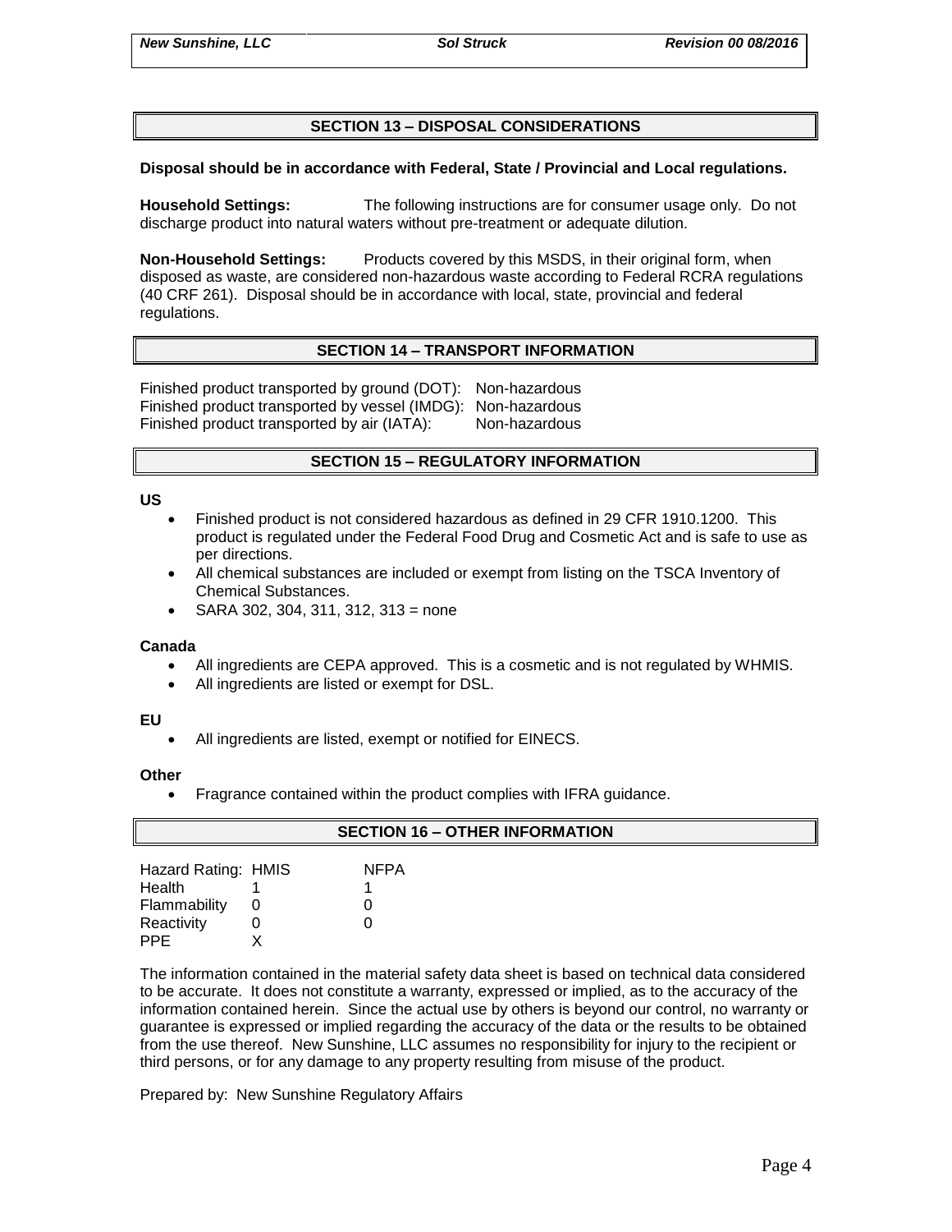## SECTION 13 – DISPOSAL CONSIDERATIONS

**Disposal should be in accordance with Federal, State / Provincial and Local regulations.**

**Household Settings:** The following instructions are for consumer usage only. Do not discharge product into natural waters without pre-treatment or adequate dilution.

**Non-Household Settings:** Products covered by this MSDS, in their original form, when disposed as waste, are considered non-hazardous waste according to Federal RCRA regulations (40 CRF 261). Disposal should be in accordance with local, state, provincial and federal regulations.

## SECTION 14 – TRANSPORT INFORMATION

| | |
|---|---|
| Finished product transported by ground (DOT): | Non-hazardous |
| Finished product transported by vessel (IMDG): | Non-hazardous |
| Finished product transported by air (IATA): | Non-hazardous |

## SECTION 15 – REGULATORY INFORMATION

**US**

- Finished product is not considered hazardous as defined in 29 CFR 1910.1200. This product is regulated under the Federal Food Drug and Cosmetic Act and is safe to use as per directions.
- All chemical substances are included or exempt from listing on the TSCA Inventory of Chemical Substances.
- SARA 302, 304, 311, 312, 313 = none

**Canada**

- All ingredients are CEPA approved. This is a cosmetic and is not regulated by WHMIS.
- All ingredients are listed or exempt for DSL.

**EU**

- All ingredients are listed, exempt or notified for EINECS.

**Other**

- Fragrance contained within the product complies with IFRA guidance.

## SECTION 16 – OTHER INFORMATION

| Hazard Rating: | HMIS | NFPA |
|---|---|---|
| Health | 1 | 1 |
| Flammability | 0 | 0 |
| Reactivity | 0 | 0 |
| PPE | X | |

The information contained in the material safety data sheet is based on technical data considered to be accurate. It does not constitute a warranty, expressed or implied, as to the accuracy of the information contained herein. Since the actual use by others is beyond our control, no warranty or guarantee is expressed or implied regarding the accuracy of the data or the results to be obtained from the use thereof. New Sunshine, LLC assumes no responsibility for injury to the recipient or third persons, or for any damage to any property resulting from misuse of the product.

Prepared by: New Sunshine Regulatory Affairs